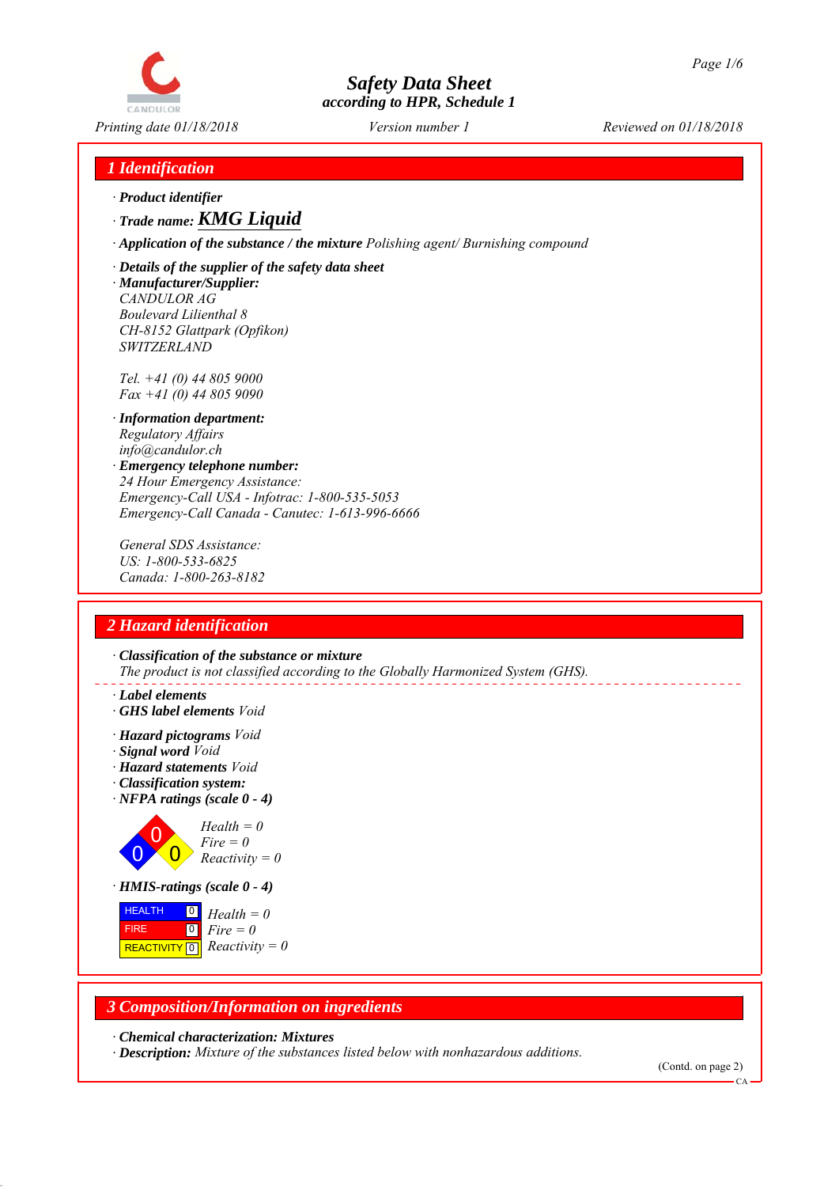# Safety Data Sheet

according to HPR, Schedule 1

Printing date 01/18/2018    Version number 1    Reviewed on 01/18/2018

## 1 Identification

· **Product identifier**

· **Trade name:** ***KMG Liquid***

· **Application of the substance / the mixture** *Polishing agent/ Burnishing compound*

· **Details of the supplier of the safety data sheet**

· **Manufacturer/Supplier:**
CANDULOR AG
Boulevard Lilienthal 8
CH-8152 Glattpark (Opfikon)
SWITZERLAND

Tel. +41 (0) 44 805 9000
Fax +41 (0) 44 805 9090

· **Information department:**
Regulatory Affairs
info@candulor.ch

· **Emergency telephone number:**
24 Hour Emergency Assistance:
Emergency-Call USA - Infotrac: 1-800-535-5053
Emergency-Call Canada - Canutec: 1-613-996-6666

General SDS Assistance:
US: 1-800-533-6825
Canada: 1-800-263-8182

## 2 Hazard identification

· **Classification of the substance or mixture**
The product is not classified according to the Globally Harmonized System (GHS).

· **Label elements**

· **GHS label elements** Void

· **Hazard pictograms** Void

· **Signal word** Void

· **Hazard statements** Void

· **Classification system:**

· **NFPA ratings (scale 0 - 4)**

Health = 0
Fire = 0
Reactivity = 0

· **HMIS-ratings (scale 0 - 4)**

| | | |
|---|---|---|
| HEALTH | 0 | Health = 0 |
| FIRE | 0 | Fire = 0 |
| REACTIVITY | 0 | Reactivity = 0 |

## 3 Composition/Information on ingredients

· **Chemical characterization: Mixtures**

· **Description:** Mixture of the substances listed below with nonhazardous additions.

(Contd. on page 2)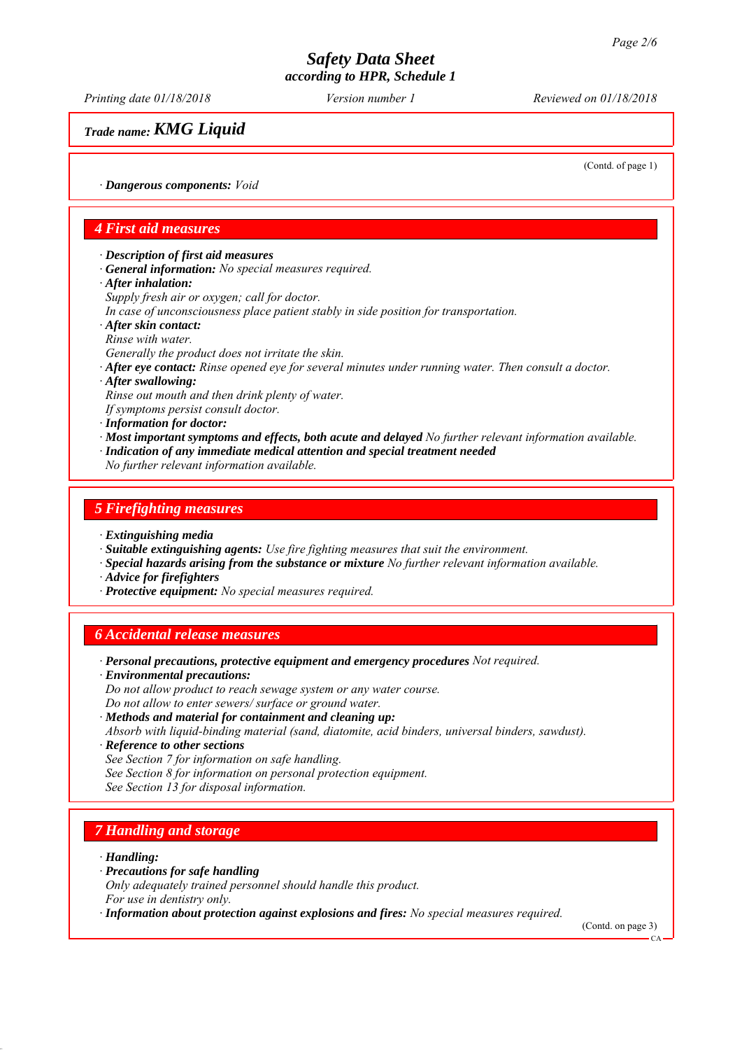*Safety Data Sheet*
*according to HPR, Schedule 1*

*Printing date 01/18/2018* *Version number 1* *Reviewed on 01/18/2018*

*Trade name:* ***KMG Liquid***

(Contd. of page 1)

· ***Dangerous components:*** *Void*

## *4 First aid measures*

· ***Description of first aid measures***
· ***General information:*** *No special measures required.*
· ***After inhalation:***
*Supply fresh air or oxygen; call for doctor.*
*In case of unconsciousness place patient stably in side position for transportation.*
· ***After skin contact:***
*Rinse with water.*
*Generally the product does not irritate the skin.*
· ***After eye contact:*** *Rinse opened eye for several minutes under running water. Then consult a doctor.*
· ***After swallowing:***
*Rinse out mouth and then drink plenty of water.*
*If symptoms persist consult doctor.*
· ***Information for doctor:***
· ***Most important symptoms and effects, both acute and delayed*** *No further relevant information available.*
· ***Indication of any immediate medical attention and special treatment needed***
*No further relevant information available.*

## *5 Firefighting measures*

· ***Extinguishing media***
· ***Suitable extinguishing agents:*** *Use fire fighting measures that suit the environment.*
· ***Special hazards arising from the substance or mixture*** *No further relevant information available.*
· ***Advice for firefighters***
· ***Protective equipment:*** *No special measures required.*

## *6 Accidental release measures*

· ***Personal precautions, protective equipment and emergency procedures*** *Not required.*
· ***Environmental precautions:***
*Do not allow product to reach sewage system or any water course.*
*Do not allow to enter sewers/ surface or ground water.*
· ***Methods and material for containment and cleaning up:***
*Absorb with liquid-binding material (sand, diatomite, acid binders, universal binders, sawdust).*
· ***Reference to other sections***
*See Section 7 for information on safe handling.*
*See Section 8 for information on personal protection equipment.*
*See Section 13 for disposal information.*

## *7 Handling and storage*

· ***Handling:***
· ***Precautions for safe handling***
*Only adequately trained personnel should handle this product.*
*For use in dentistry only.*
· ***Information about protection against explosions and fires:*** *No special measures required.*

(Contd. on page 3)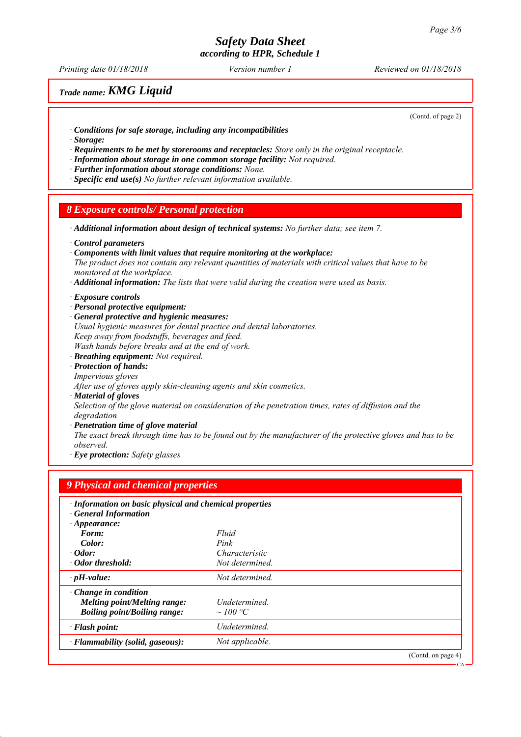Trade name: ***KMG Liquid***

(Contd. of page 2)

· ***Conditions for safe storage, including any incompatibilities***
· ***Storage:***
· ***Requirements to be met by storerooms and receptacles:*** *Store only in the original receptacle.*
· ***Information about storage in one common storage facility:*** *Not required.*
· ***Further information about storage conditions:*** *None.*
· ***Specific end use(s)*** *No further relevant information available.*

## 8 Exposure controls/ Personal protection

· ***Additional information about design of technical systems:*** *No further data; see item 7.*

· ***Control parameters***
· ***Components with limit values that require monitoring at the workplace:***
*The product does not contain any relevant quantities of materials with critical values that have to be monitored at the workplace.*
· ***Additional information:*** *The lists that were valid during the creation were used as basis.*

· ***Exposure controls***
· ***Personal protective equipment:***
· ***General protective and hygienic measures:***
*Usual hygienic measures for dental practice and dental laboratories.*
*Keep away from foodstuffs, beverages and feed.*
*Wash hands before breaks and at the end of work.*
· ***Breathing equipment:*** *Not required.*
· ***Protection of hands:***
*Impervious gloves*
*After use of gloves apply skin-cleaning agents and skin cosmetics.*
· ***Material of gloves***
*Selection of the glove material on consideration of the penetration times, rates of diffusion and the degradation*
· ***Penetration time of glove material***
*The exact break through time has to be found out by the manufacturer of the protective gloves and has to be observed.*
· ***Eye protection:*** *Safety glasses*

## 9 Physical and chemical properties

| · ***Information on basic physical and chemical properties*** | |
|---|---|
| · ***General Information*** | |
| · ***Appearance:*** | |
| ***Form:*** | *Fluid* |
| ***Color:*** | *Pink* |
| · ***Odor:*** | *Characteristic* |
| · ***Odor threshold:*** | *Not determined.* |
| · ***pH-value:*** | *Not determined.* |
| · ***Change in condition*** | |
| ***Melting point/Melting range:*** | *Undetermined.* |
| ***Boiling point/Boiling range:*** | *~ 100 °C* |
| · ***Flash point:*** | *Undetermined.* |
| · ***Flammability (solid, gaseous):*** | *Not applicable.* |

(Contd. on page 4)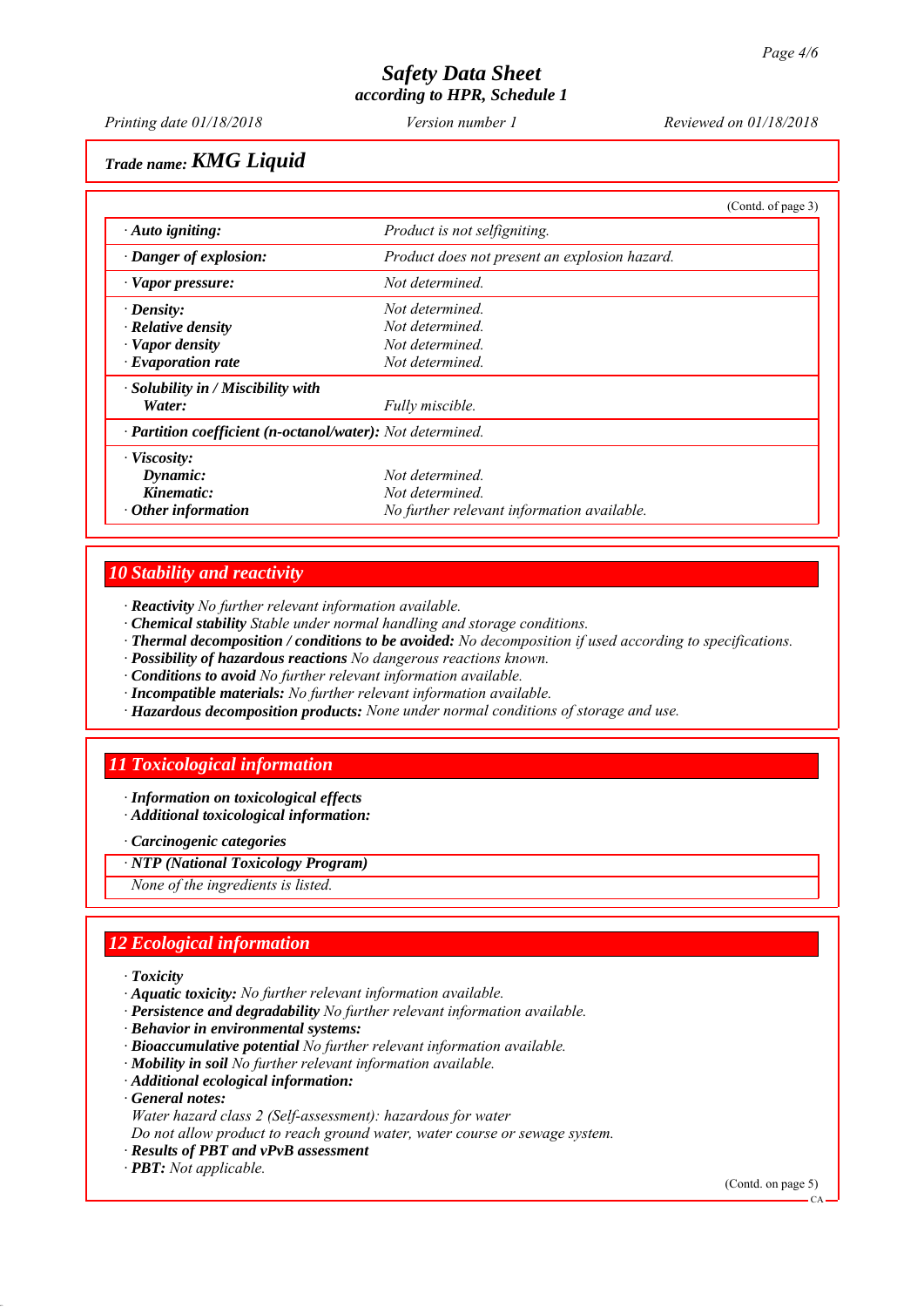# Safety Data Sheet
according to HPR, Schedule 1

Printing date 01/18/2018 | Version number 1 | Reviewed on 01/18/2018

**Trade name: KMG Liquid**

(Contd. of page 3)

| | |
|---|---|
| · **Auto igniting:** | Product is not selfigniting. |
| · **Danger of explosion:** | Product does not present an explosion hazard. |
| · **Vapor pressure:** | Not determined. |
| · **Density:** | Not determined. |
| · **Relative density** | Not determined. |
| · **Vapor density** | Not determined. |
| · **Evaporation rate** | Not determined. |
| · **Solubility in / Miscibility with Water:** | Fully miscible. |
| · **Partition coefficient (n-octanol/water):** | Not determined. |
| · **Viscosity:** | |
| **Dynamic:** | Not determined. |
| **Kinematic:** | Not determined. |
| · **Other information** | No further relevant information available. |

## 10 Stability and reactivity

· **Reactivity** No further relevant information available.
· **Chemical stability** Stable under normal handling and storage conditions.
· **Thermal decomposition / conditions to be avoided:** No decomposition if used according to specifications.
· **Possibility of hazardous reactions** No dangerous reactions known.
· **Conditions to avoid** No further relevant information available.
· **Incompatible materials:** No further relevant information available.
· **Hazardous decomposition products:** None under normal conditions of storage and use.

## 11 Toxicological information

· **Information on toxicological effects**
· **Additional toxicological information:**

· **Carcinogenic categories**

· **NTP (National Toxicology Program)**

None of the ingredients is listed.

## 12 Ecological information

· **Toxicity**
· **Aquatic toxicity:** No further relevant information available.
· **Persistence and degradability** No further relevant information available.
· **Behavior in environmental systems:**
· **Bioaccumulative potential** No further relevant information available.
· **Mobility in soil** No further relevant information available.
· **Additional ecological information:**
· **General notes:**
Water hazard class 2 (Self-assessment): hazardous for water
Do not allow product to reach ground water, water course or sewage system.
· **Results of PBT and vPvB assessment**
· **PBT:** Not applicable.

(Contd. on page 5)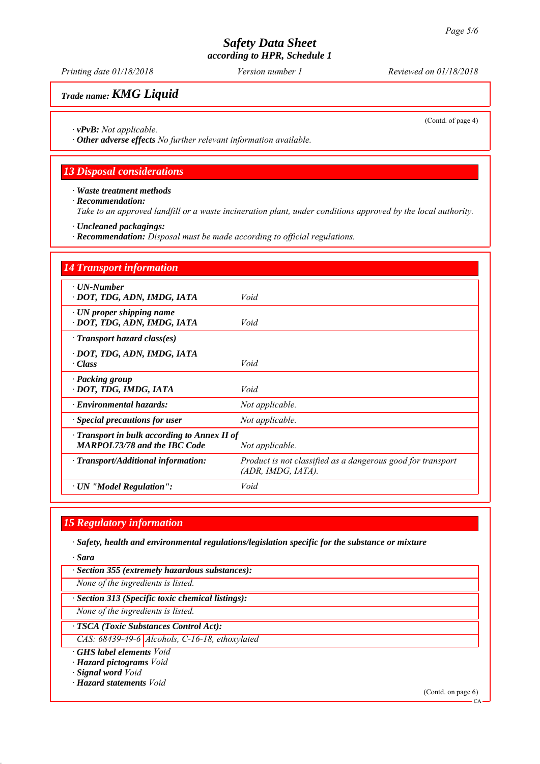(Contd. of page 4)

· ***vPvB:*** *Not applicable.*
· ***Other adverse effects*** *No further relevant information available.*

## 13 Disposal considerations

· ***Waste treatment methods***
· ***Recommendation:***
*Take to an approved landfill or a waste incineration plant, under conditions approved by the local authority.*

· ***Uncleaned packagings:***
· ***Recommendation:*** *Disposal must be made according to official regulations.*

## 14 Transport information

| | |
|---|---|
| · ***UN-Number*** <br> · ***DOT, TDG, ADN, IMDG, IATA*** | *Void* |
| · ***UN proper shipping name*** <br> · ***DOT, TDG, ADN, IMDG, IATA*** | *Void* |
| · ***Transport hazard class(es)*** | |
| · ***DOT, TDG, ADN, IMDG, IATA*** <br> · ***Class*** | *Void* |
| · ***Packing group*** <br> · ***DOT, TDG, IMDG, IATA*** | *Void* |
| · ***Environmental hazards:*** | *Not applicable.* |
| · ***Special precautions for user*** | *Not applicable.* |
| · ***Transport in bulk according to Annex II of MARPOL73/78 and the IBC Code*** | *Not applicable.* |
| · ***Transport/Additional information:*** | *Product is not classified as a dangerous good for transport (ADR, IMDG, IATA).* |
| · ***UN "Model Regulation":*** | *Void* |

## 15 Regulatory information

· ***Safety, health and environmental regulations/legislation specific for the substance or mixture***

· ***Sara***

· ***Section 355 (extremely hazardous substances):***
*None of the ingredients is listed.*

· ***Section 313 (Specific toxic chemical listings):***
*None of the ingredients is listed.*

· ***TSCA (Toxic Substances Control Act):***

| | |
|---|---|
| *CAS: 68439-49-6* | *Alcohols, C-16-18, ethoxylated* |

· ***GHS label elements*** *Void*
· ***Hazard pictograms*** *Void*
· ***Signal word*** *Void*
· ***Hazard statements*** *Void*

(Contd. on page 6)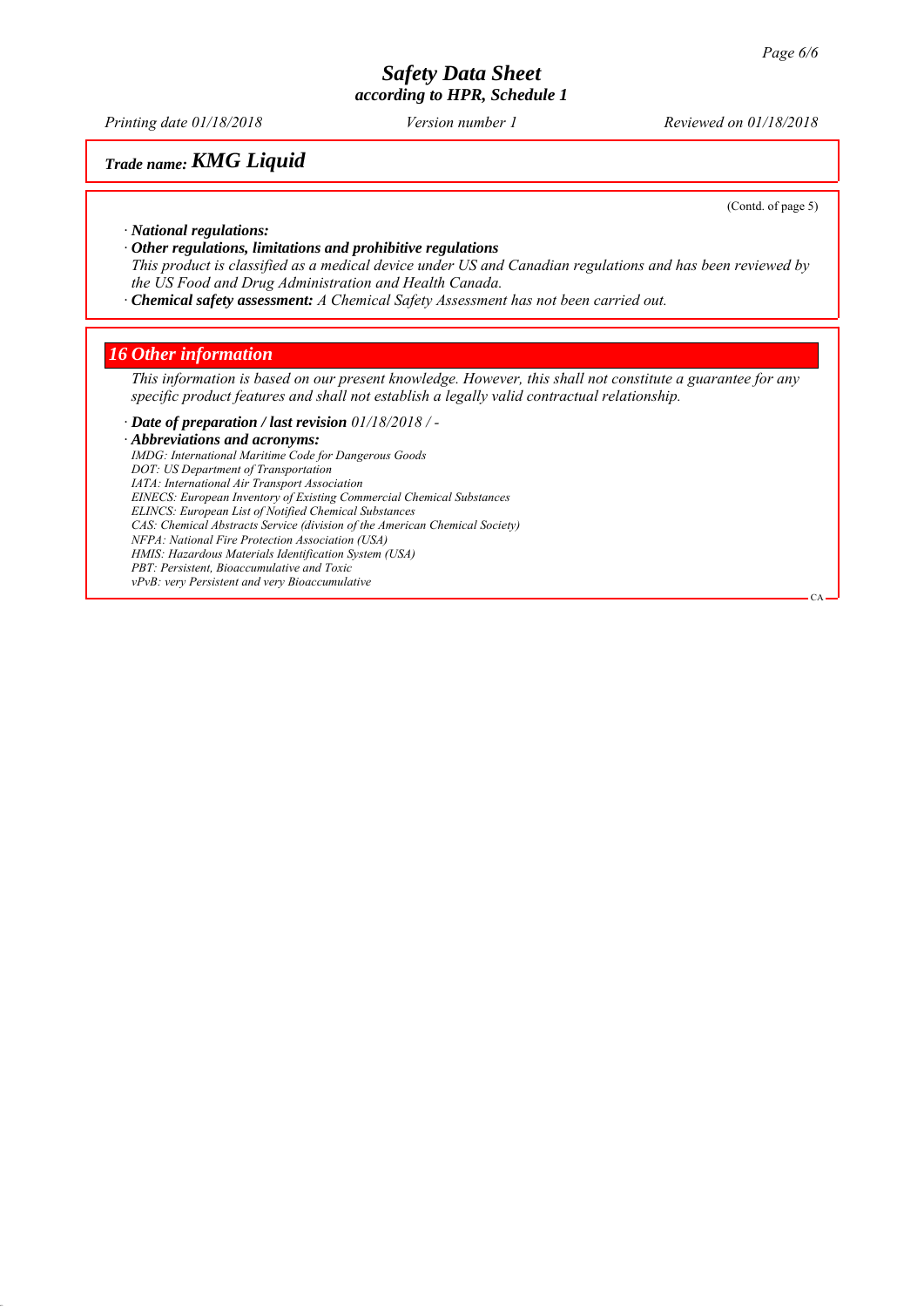# Safety Data Sheet
*according to HPR, Schedule 1*

*Printing date 01/18/2018* *Version number 1* *Reviewed on 01/18/2018*

## *Trade name: KMG Liquid*

(Contd. of page 5)

· ***National regulations:***

· ***Other regulations, limitations and prohibitive regulations***

*This product is classified as a medical device under US and Canadian regulations and has been reviewed by the US Food and Drug Administration and Health Canada.*

· ***Chemical safety assessment:*** *A Chemical Safety Assessment has not been carried out.*

## *16 Other information*

*This information is based on our present knowledge. However, this shall not constitute a guarantee for any specific product features and shall not establish a legally valid contractual relationship.*

· ***Date of preparation / last revision*** *01/18/2018 / -*

· ***Abbreviations and acronyms:***

*IMDG: International Maritime Code for Dangerous Goods*
*DOT: US Department of Transportation*
*IATA: International Air Transport Association*
*EINECS: European Inventory of Existing Commercial Chemical Substances*
*ELINCS: European List of Notified Chemical Substances*
*CAS: Chemical Abstracts Service (division of the American Chemical Society)*
*NFPA: National Fire Protection Association (USA)*
*HMIS: Hazardous Materials Identification System (USA)*
*PBT: Persistent, Bioaccumulative and Toxic*
*vPvB: very Persistent and very Bioaccumulative*